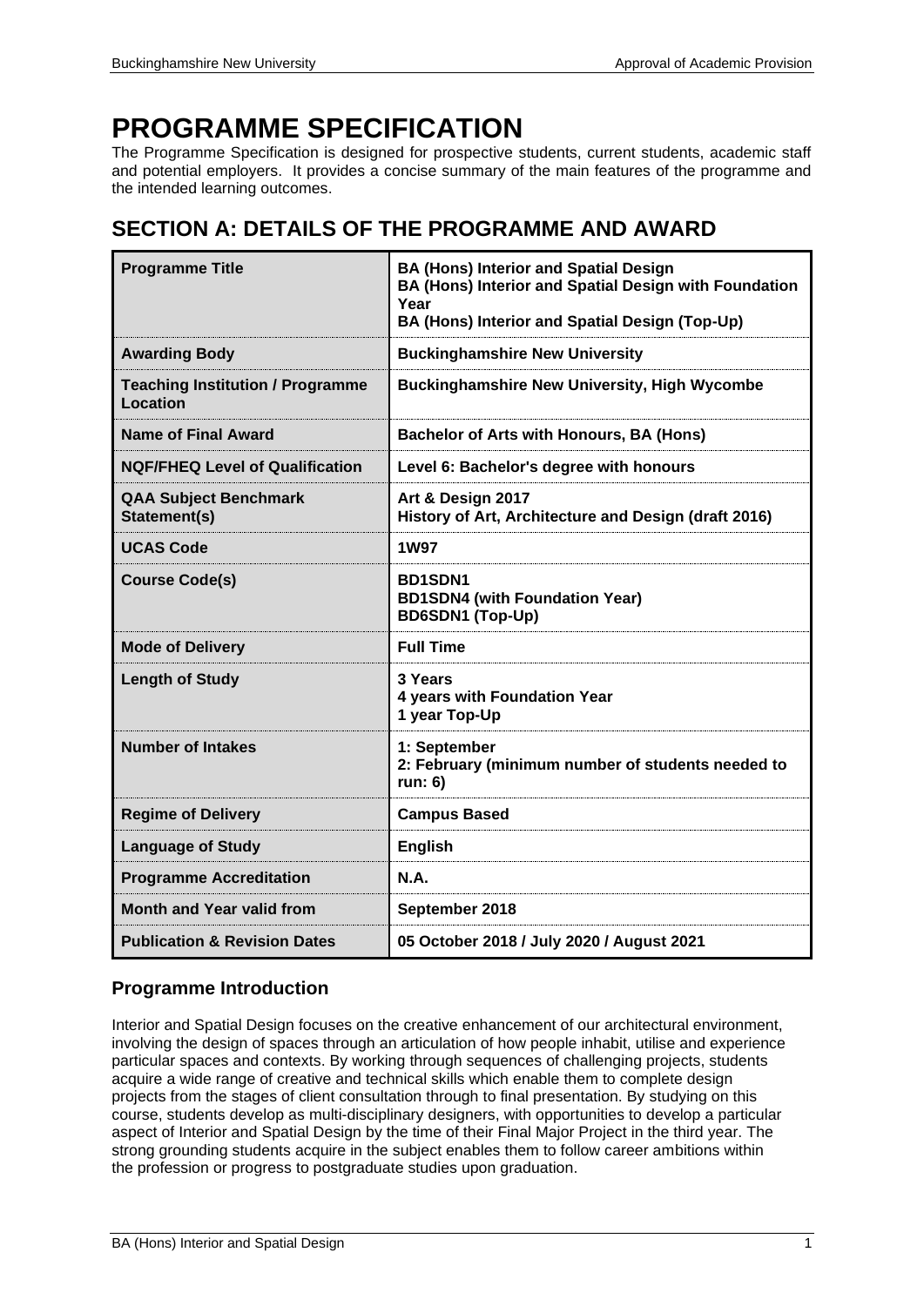# PROGRAMME SPECIFICATION

The Programme Specification is designed for prospective students, current students, academic staff and potential employers. It provides a concise summary of the main features of the programme and the intended learning outcomes.

## SECTION A: DETAILS OF THE PROGRAMME AND AWARD

| | |
|---|---|
| **Programme Title** | **BA (Hons) Interior and Spatial Design**<br>**BA (Hons) Interior and Spatial Design with Foundation Year**<br>**BA (Hons) Interior and Spatial Design (Top-Up)** |
| **Awarding Body** | **Buckinghamshire New University** |
| **Teaching Institution / Programme Location** | **Buckinghamshire New University, High Wycombe** |
| **Name of Final Award** | **Bachelor of Arts with Honours, BA (Hons)** |
| **NQF/FHEQ Level of Qualification** | **Level 6: Bachelor's degree with honours** |
| **QAA Subject Benchmark Statement(s)** | **Art & Design 2017**<br>**History of Art, Architecture and Design (draft 2016)** |
| **UCAS Code** | **1W97** |
| **Course Code(s)** | **BD1SDN1**<br>**BD1SDN4 (with Foundation Year)**<br>**BD6SDN1 (Top-Up)** |
| **Mode of Delivery** | **Full Time** |
| **Length of Study** | **3 Years**<br>**4 years with Foundation Year**<br>**1 year Top-Up** |
| **Number of Intakes** | **1: September**<br>**2: February (minimum number of students needed to run: 6)** |
| **Regime of Delivery** | **Campus Based** |
| **Language of Study** | **English** |
| **Programme Accreditation** | **N.A.** |
| **Month and Year valid from** | **September 2018** |
| **Publication & Revision Dates** | **05 October 2018 / July 2020 / August 2021** |

### Programme Introduction

Interior and Spatial Design focuses on the creative enhancement of our architectural environment, involving the design of spaces through an articulation of how people inhabit, utilise and experience particular spaces and contexts. By working through sequences of challenging projects, students acquire a wide range of creative and technical skills which enable them to complete design projects from the stages of client consultation through to final presentation. By studying on this course, students develop as multi-disciplinary designers, with opportunities to develop a particular aspect of Interior and Spatial Design by the time of their Final Major Project in the third year. The strong grounding students acquire in the subject enables them to follow career ambitions within the profession or progress to postgraduate studies upon graduation.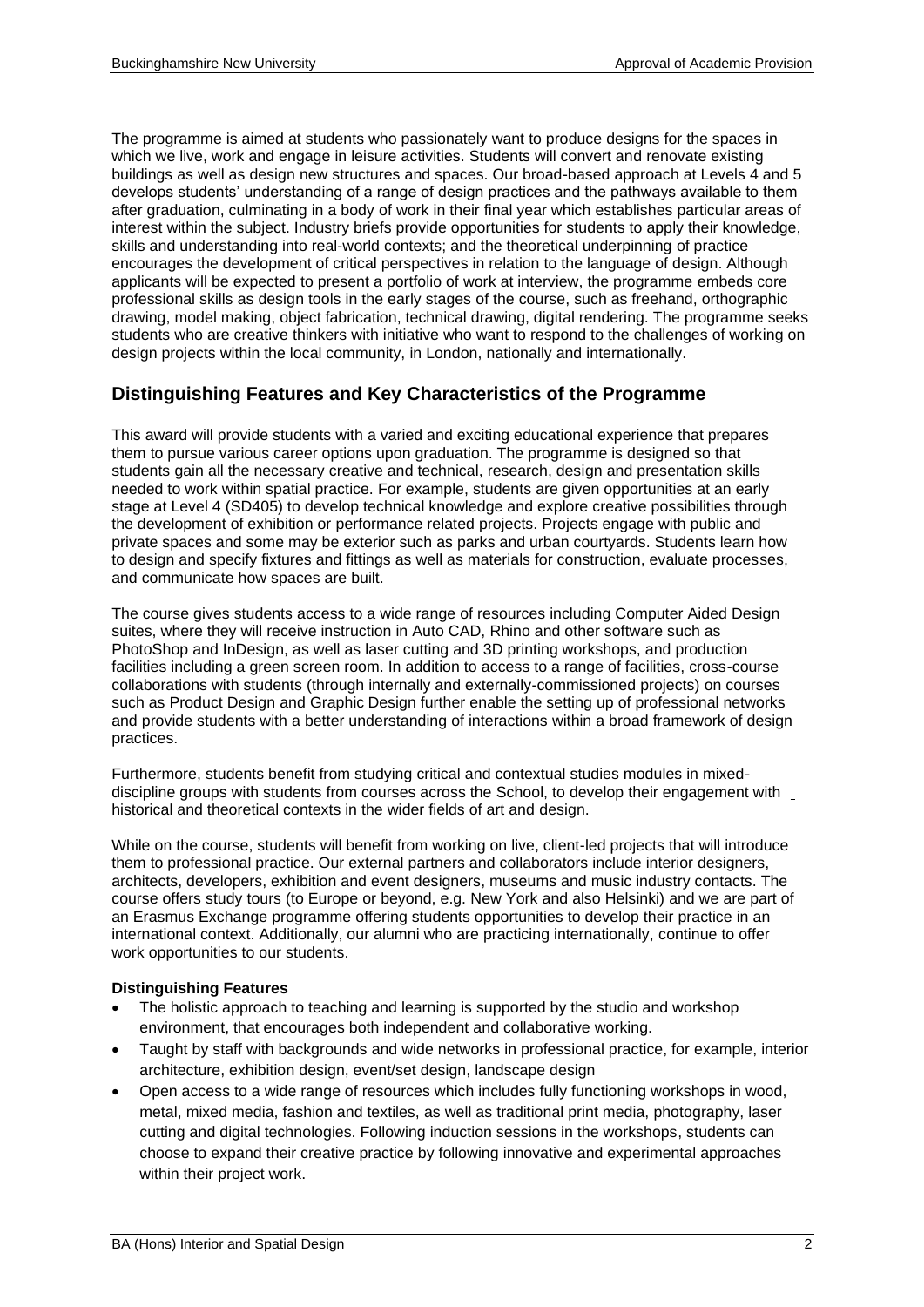The programme is aimed at students who passionately want to produce designs for the spaces in which we live, work and engage in leisure activities. Students will convert and renovate existing buildings as well as design new structures and spaces. Our broad-based approach at Levels 4 and 5 develops students' understanding of a range of design practices and the pathways available to them after graduation, culminating in a body of work in their final year which establishes particular areas of interest within the subject. Industry briefs provide opportunities for students to apply their knowledge, skills and understanding into real-world contexts; and the theoretical underpinning of practice encourages the development of critical perspectives in relation to the language of design. Although applicants will be expected to present a portfolio of work at interview, the programme embeds core professional skills as design tools in the early stages of the course, such as freehand, orthographic drawing, model making, object fabrication, technical drawing, digital rendering. The programme seeks students who are creative thinkers with initiative who want to respond to the challenges of working on design projects within the local community, in London, nationally and internationally.

## Distinguishing Features and Key Characteristics of the Programme

This award will provide students with a varied and exciting educational experience that prepares them to pursue various career options upon graduation. The programme is designed so that students gain all the necessary creative and technical, research, design and presentation skills needed to work within spatial practice. For example, students are given opportunities at an early stage at Level 4 (SD405) to develop technical knowledge and explore creative possibilities through the development of exhibition or performance related projects. Projects engage with public and private spaces and some may be exterior such as parks and urban courtyards. Students learn how to design and specify fixtures and fittings as well as materials for construction, evaluate processes, and communicate how spaces are built.

The course gives students access to a wide range of resources including Computer Aided Design suites, where they will receive instruction in Auto CAD, Rhino and other software such as PhotoShop and InDesign, as well as laser cutting and 3D printing workshops, and production facilities including a green screen room. In addition to access to a range of facilities, cross-course collaborations with students (through internally and externally-commissioned projects) on courses such as Product Design and Graphic Design further enable the setting up of professional networks and provide students with a better understanding of interactions within a broad framework of design practices.

Furthermore, students benefit from studying critical and contextual studies modules in mixed-discipline groups with students from courses across the School, to develop their engagement with historical and theoretical contexts in the wider fields of art and design.

While on the course, students will benefit from working on live, client-led projects that will introduce them to professional practice. Our external partners and collaborators include interior designers, architects, developers, exhibition and event designers, museums and music industry contacts. The course offers study tours (to Europe or beyond, e.g. New York and also Helsinki) and we are part of an Erasmus Exchange programme offering students opportunities to develop their practice in an international context. Additionally, our alumni who are practicing internationally, continue to offer work opportunities to our students.

**Distinguishing Features**

- The holistic approach to teaching and learning is supported by the studio and workshop environment, that encourages both independent and collaborative working.
- Taught by staff with backgrounds and wide networks in professional practice, for example, interior architecture, exhibition design, event/set design, landscape design
- Open access to a wide range of resources which includes fully functioning workshops in wood, metal, mixed media, fashion and textiles, as well as traditional print media, photography, laser cutting and digital technologies. Following induction sessions in the workshops, students can choose to expand their creative practice by following innovative and experimental approaches within their project work.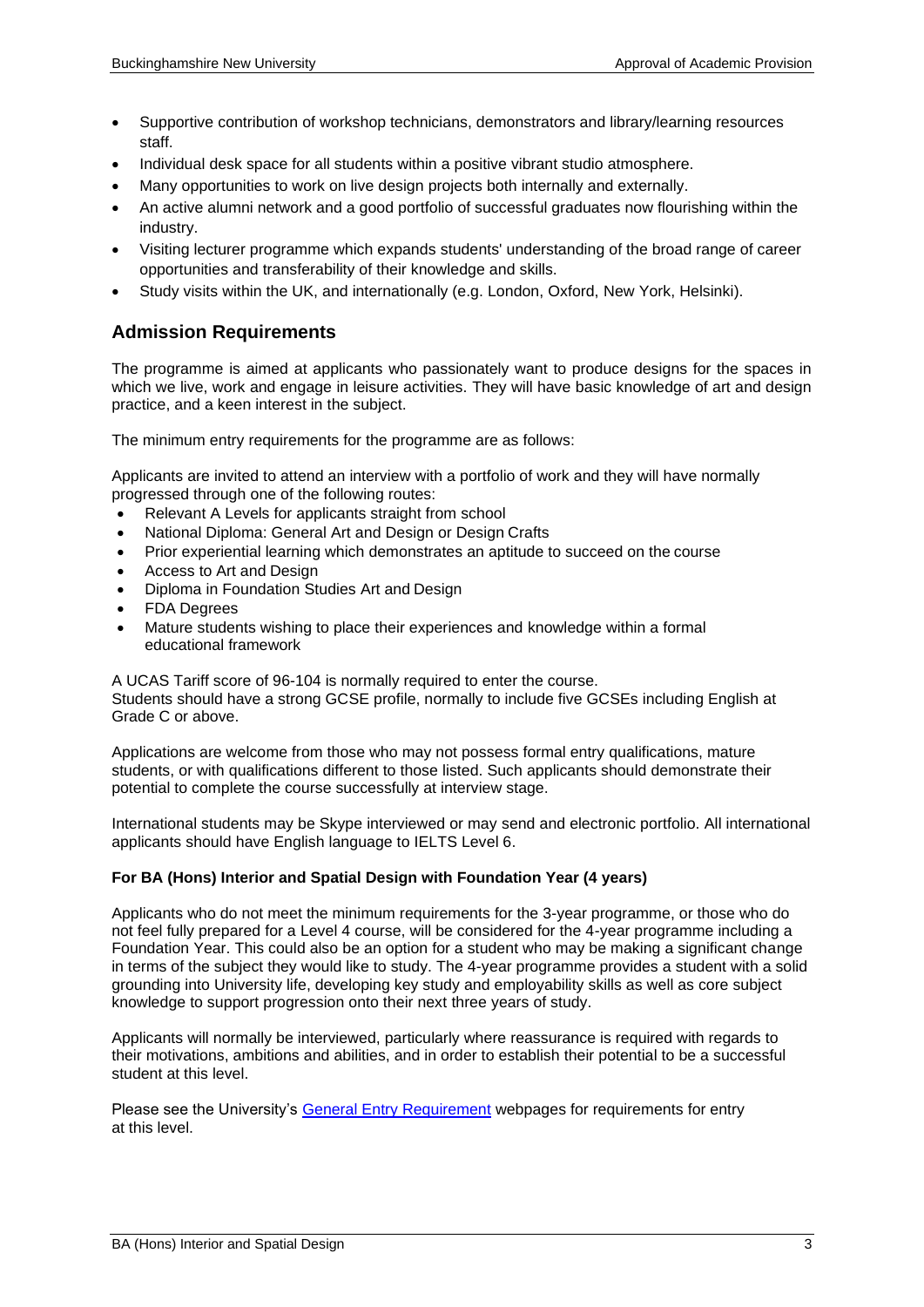- Supportive contribution of workshop technicians, demonstrators and library/learning resources staff.
- Individual desk space for all students within a positive vibrant studio atmosphere.
- Many opportunities to work on live design projects both internally and externally.
- An active alumni network and a good portfolio of successful graduates now flourishing within the industry.
- Visiting lecturer programme which expands students' understanding of the broad range of career opportunities and transferability of their knowledge and skills.
- Study visits within the UK, and internationally (e.g. London, Oxford, New York, Helsinki).

## Admission Requirements

The programme is aimed at applicants who passionately want to produce designs for the spaces in which we live, work and engage in leisure activities. They will have basic knowledge of art and design practice, and a keen interest in the subject.

The minimum entry requirements for the programme are as follows:

Applicants are invited to attend an interview with a portfolio of work and they will have normally progressed through one of the following routes:

- Relevant A Levels for applicants straight from school
- National Diploma: General Art and Design or Design Crafts
- Prior experiential learning which demonstrates an aptitude to succeed on the course
- Access to Art and Design
- Diploma in Foundation Studies Art and Design
- FDA Degrees
- Mature students wishing to place their experiences and knowledge within a formal educational framework

A UCAS Tariff score of 96-104 is normally required to enter the course.
Students should have a strong GCSE profile, normally to include five GCSEs including English at Grade C or above.

Applications are welcome from those who may not possess formal entry qualifications, mature students, or with qualifications different to those listed. Such applicants should demonstrate their potential to complete the course successfully at interview stage.

International students may be Skype interviewed or may send and electronic portfolio. All international applicants should have English language to IELTS Level 6.

**For BA (Hons) Interior and Spatial Design with Foundation Year (4 years)**

Applicants who do not meet the minimum requirements for the 3-year programme, or those who do not feel fully prepared for a Level 4 course, will be considered for the 4-year programme including a Foundation Year. This could also be an option for a student who may be making a significant change in terms of the subject they would like to study. The 4-year programme provides a student with a solid grounding into University life, developing key study and employability skills as well as core subject knowledge to support progression onto their next three years of study.

Applicants will normally be interviewed, particularly where reassurance is required with regards to their motivations, ambitions and abilities, and in order to establish their potential to be a successful student at this level.

Please see the University's General Entry Requirement webpages for requirements for entry at this level.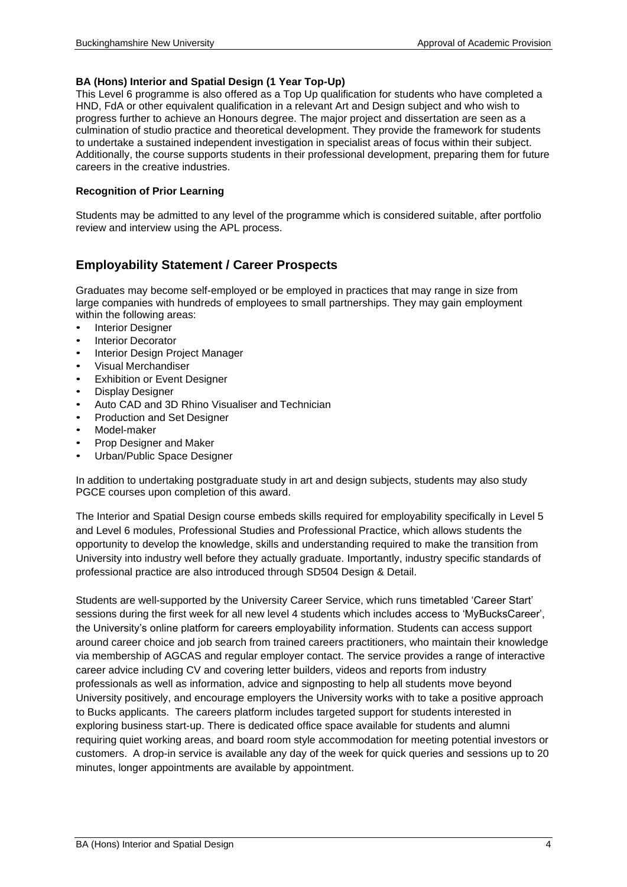**BA (Hons) Interior and Spatial Design (1 Year Top-Up)**

This Level 6 programme is also offered as a Top Up qualification for students who have completed a HND, FdA or other equivalent qualification in a relevant Art and Design subject and who wish to progress further to achieve an Honours degree. The major project and dissertation are seen as a culmination of studio practice and theoretical development. They provide the framework for students to undertake a sustained independent investigation in specialist areas of focus within their subject. Additionally, the course supports students in their professional development, preparing them for future careers in the creative industries.

**Recognition of Prior Learning**

Students may be admitted to any level of the programme which is considered suitable, after portfolio review and interview using the APL process.

## Employability Statement / Career Prospects

Graduates may become self-employed or be employed in practices that may range in size from large companies with hundreds of employees to small partnerships. They may gain employment within the following areas:

- Interior Designer
- Interior Decorator
- Interior Design Project Manager
- Visual Merchandiser
- Exhibition or Event Designer
- Display Designer
- Auto CAD and 3D Rhino Visualiser and Technician
- Production and Set Designer
- Model-maker
- Prop Designer and Maker
- Urban/Public Space Designer

In addition to undertaking postgraduate study in art and design subjects, students may also study PGCE courses upon completion of this award.

The Interior and Spatial Design course embeds skills required for employability specifically in Level 5 and Level 6 modules, Professional Studies and Professional Practice, which allows students the opportunity to develop the knowledge, skills and understanding required to make the transition from University into industry well before they actually graduate. Importantly, industry specific standards of professional practice are also introduced through SD504 Design & Detail.

Students are well-supported by the University Career Service, which runs timetabled 'Career Start' sessions during the first week for all new level 4 students which includes access to 'MyBucksCareer', the University's online platform for careers employability information. Students can access support around career choice and job search from trained careers practitioners, who maintain their knowledge via membership of AGCAS and regular employer contact. The service provides a range of interactive career advice including CV and covering letter builders, videos and reports from industry professionals as well as information, advice and signposting to help all students move beyond University positively, and encourage employers the University works with to take a positive approach to Bucks applicants. The careers platform includes targeted support for students interested in exploring business start-up. There is dedicated office space available for students and alumni requiring quiet working areas, and board room style accommodation for meeting potential investors or customers. A drop-in service is available any day of the week for quick queries and sessions up to 20 minutes, longer appointments are available by appointment.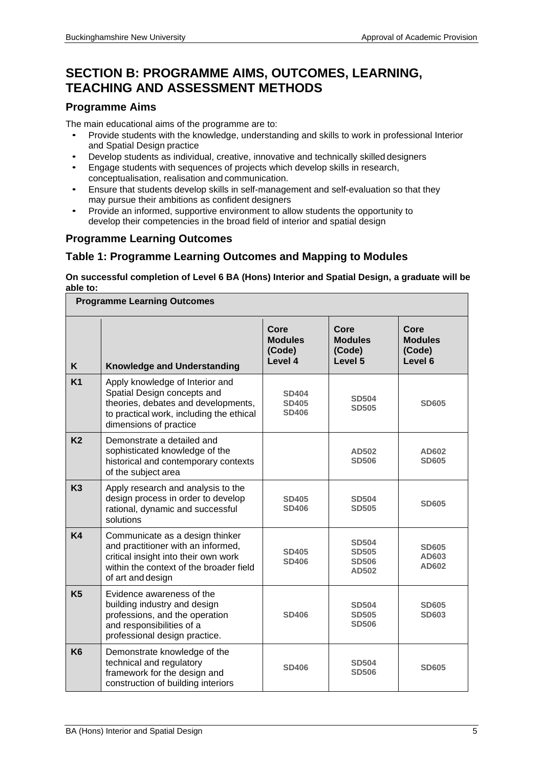## SECTION B: PROGRAMME AIMS, OUTCOMES, LEARNING, TEACHING AND ASSESSMENT METHODS

### Programme Aims

The main educational aims of the programme are to:

- Provide students with the knowledge, understanding and skills to work in professional Interior and Spatial Design practice
- Develop students as individual, creative, innovative and technically skilled designers
- Engage students with sequences of projects which develop skills in research, conceptualisation, realisation and communication.
- Ensure that students develop skills in self-management and self-evaluation so that they may pursue their ambitions as confident designers
- Provide an informed, supportive environment to allow students the opportunity to develop their competencies in the broad field of interior and spatial design

### Programme Learning Outcomes

### Table 1: Programme Learning Outcomes and Mapping to Modules

**On successful completion of Level 6 BA (Hons) Interior and Spatial Design, a graduate will be able to:**

| **Programme Learning Outcomes** | | | | |
|---|---|---|---|---|
| **K** | **Knowledge and Understanding** | **Core Modules (Code) Level 4** | **Core Modules (Code) Level 5** | **Core Modules (Code) Level 6** |
| **K1** | Apply knowledge of Interior and Spatial Design concepts and theories, debates and developments, to practical work, including the ethical dimensions of practice | SD404 SD405 SD406 | SD504 SD505 | SD605 |
| **K2** | Demonstrate a detailed and sophisticated knowledge of the historical and contemporary contexts of the subject area | | AD502 SD506 | AD602 SD605 |
| **K3** | Apply research and analysis to the design process in order to develop rational, dynamic and successful solutions | SD405 SD406 | SD504 SD505 | SD605 |
| **K4** | Communicate as a design thinker and practitioner with an informed, critical insight into their own work within the context of the broader field of art and design | SD405 SD406 | SD504 SD505 SD506 AD502 | SD605 AD603 AD602 |
| **K5** | Evidence awareness of the building industry and design professions, and the operation and responsibilities of a professional design practice. | SD406 | SD504 SD505 SD506 | SD605 SD603 |
| **K6** | Demonstrate knowledge of the technical and regulatory framework for the design and construction of building interiors | SD406 | SD504 SD506 | SD605 |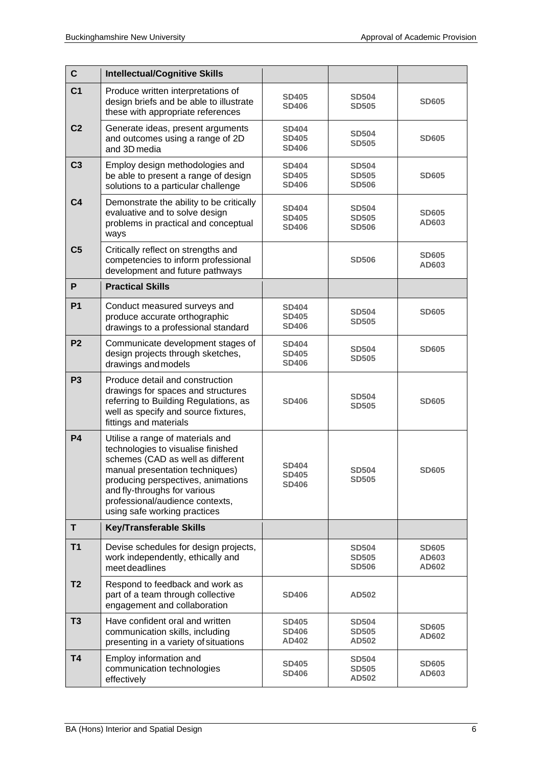| | | | | |
|---|---|---|---|---|
| **C** | **Intellectual/Cognitive Skills** | | | |
| **C1** | Produce written interpretations of design briefs and be able to illustrate these with appropriate references | **SD405**<br>**SD406** | **SD504**<br>**SD505** | **SD605** |
| **C2** | Generate ideas, present arguments and outcomes using a range of 2D and 3D media | **SD404**<br>**SD405**<br>**SD406** | **SD504**<br>**SD505** | **SD605** |
| **C3** | Employ design methodologies and be able to present a range of design solutions to a particular challenge | **SD404**<br>**SD405**<br>**SD406** | **SD504**<br>**SD505**<br>**SD506** | **SD605** |
| **C4** | Demonstrate the ability to be critically evaluative and to solve design problems in practical and conceptual ways | **SD404**<br>**SD405**<br>**SD406** | **SD504**<br>**SD505**<br>**SD506** | **SD605**<br>**AD603** |
| **C5** | Critically reflect on strengths and competencies to inform professional development and future pathways | | **SD506** | **SD605**<br>**AD603** |
| **P** | **Practical Skills** | | | |
| **P1** | Conduct measured surveys and produce accurate orthographic drawings to a professional standard | **SD404**<br>**SD405**<br>**SD406** | **SD504**<br>**SD505** | **SD605** |
| **P2** | Communicate development stages of design projects through sketches, drawings and models | **SD404**<br>**SD405**<br>**SD406** | **SD504**<br>**SD505** | **SD605** |
| **P3** | Produce detail and construction drawings for spaces and structures referring to Building Regulations, as well as specify and source fixtures, fittings and materials | **SD406** | **SD504**<br>**SD505** | **SD605** |
| **P4** | Utilise a range of materials and technologies to visualise finished schemes (CAD as well as different manual presentation techniques) producing perspectives, animations and fly-throughs for various professional/audience contexts, using safe working practices | **SD404**<br>**SD405**<br>**SD406** | **SD504**<br>**SD505** | **SD605** |
| **T** | **Key/Transferable Skills** | | | |
| **T1** | Devise schedules for design projects, work independently, ethically and meet deadlines | | **SD504**<br>**SD505**<br>**SD506** | **SD605**<br>**AD603**<br>**AD602** |
| **T2** | Respond to feedback and work as part of a team through collective engagement and collaboration | **SD406** | **AD502** | |
| **T3** | Have confident oral and written communication skills, including presenting in a variety of situations | **SD405**<br>**SD406**<br>**AD402** | **SD504**<br>**SD505**<br>**AD502** | **SD605**<br>**AD602** |
| **T4** | Employ information and communication technologies effectively | **SD405**<br>**SD406** | **SD504**<br>**SD505**<br>**AD502** | **SD605**<br>**AD603** |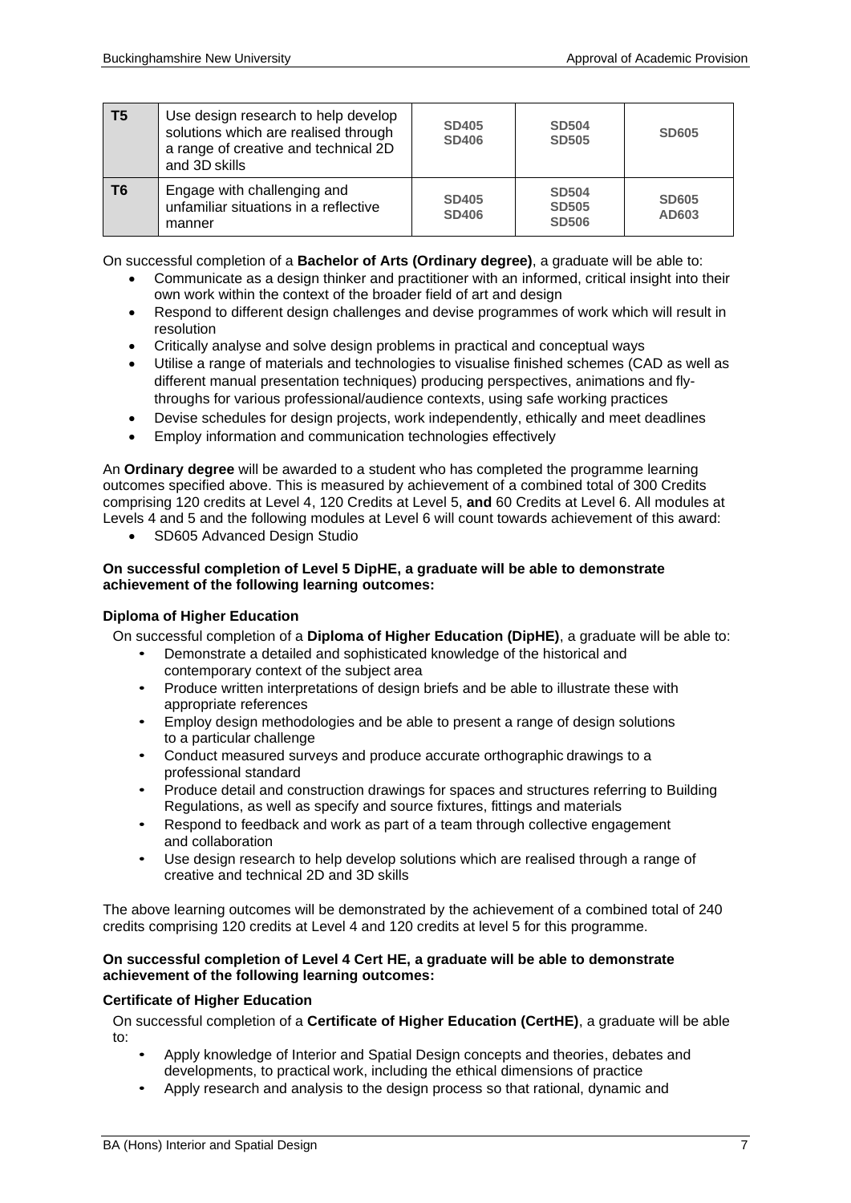| T5 | Use design research to help develop solutions which are realised through a range of creative and technical 2D and 3D skills | SD405 SD406 | SD504 SD505 | SD605 |
|---|---|---|---|---|
| T6 | Engage with challenging and unfamiliar situations in a reflective manner | SD405 SD406 | SD504 SD505 SD506 | SD605 AD603 |

On successful completion of a **Bachelor of Arts (Ordinary degree)**, a graduate will be able to:

- Communicate as a design thinker and practitioner with an informed, critical insight into their own work within the context of the broader field of art and design
- Respond to different design challenges and devise programmes of work which will result in resolution
- Critically analyse and solve design problems in practical and conceptual ways
- Utilise a range of materials and technologies to visualise finished schemes (CAD as well as different manual presentation techniques) producing perspectives, animations and fly-throughs for various professional/audience contexts, using safe working practices
- Devise schedules for design projects, work independently, ethically and meet deadlines
- Employ information and communication technologies effectively

An **Ordinary degree** will be awarded to a student who has completed the programme learning outcomes specified above. This is measured by achievement of a combined total of 300 Credits comprising 120 credits at Level 4, 120 Credits at Level 5, **and** 60 Credits at Level 6. All modules at Levels 4 and 5 and the following modules at Level 6 will count towards achievement of this award:

- SD605 Advanced Design Studio

**On successful completion of Level 5 DipHE, a graduate will be able to demonstrate achievement of the following learning outcomes:**

**Diploma of Higher Education**

On successful completion of a **Diploma of Higher Education (DipHE)**, a graduate will be able to:

- Demonstrate a detailed and sophisticated knowledge of the historical and contemporary context of the subject area
- Produce written interpretations of design briefs and be able to illustrate these with appropriate references
- Employ design methodologies and be able to present a range of design solutions to a particular challenge
- Conduct measured surveys and produce accurate orthographic drawings to a professional standard
- Produce detail and construction drawings for spaces and structures referring to Building Regulations, as well as specify and source fixtures, fittings and materials
- Respond to feedback and work as part of a team through collective engagement and collaboration
- Use design research to help develop solutions which are realised through a range of creative and technical 2D and 3D skills

The above learning outcomes will be demonstrated by the achievement of a combined total of 240 credits comprising 120 credits at Level 4 and 120 credits at level 5 for this programme.

**On successful completion of Level 4 Cert HE, a graduate will be able to demonstrate achievement of the following learning outcomes:**

**Certificate of Higher Education**

On successful completion of a **Certificate of Higher Education (CertHE)**, a graduate will be able to:

- Apply knowledge of Interior and Spatial Design concepts and theories, debates and developments, to practical work, including the ethical dimensions of practice
- Apply research and analysis to the design process so that rational, dynamic and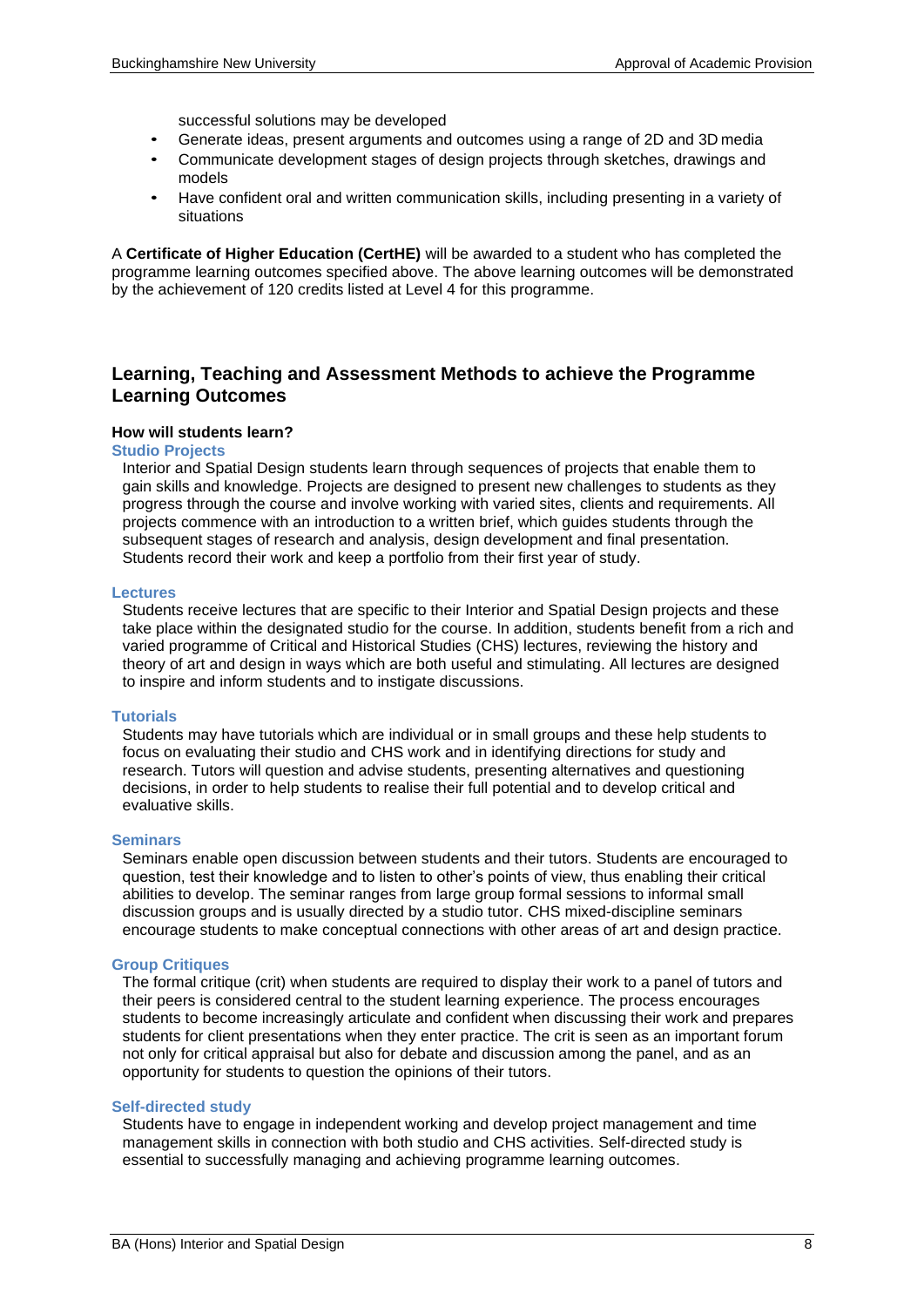successful solutions may be developed

- Generate ideas, present arguments and outcomes using a range of 2D and 3D media
- Communicate development stages of design projects through sketches, drawings and models
- Have confident oral and written communication skills, including presenting in a variety of situations

A **Certificate of Higher Education (CertHE)** will be awarded to a student who has completed the programme learning outcomes specified above. The above learning outcomes will be demonstrated by the achievement of 120 credits listed at Level 4 for this programme.

## Learning, Teaching and Assessment Methods to achieve the Programme Learning Outcomes

**How will students learn?**

### Studio Projects

Interior and Spatial Design students learn through sequences of projects that enable them to gain skills and knowledge. Projects are designed to present new challenges to students as they progress through the course and involve working with varied sites, clients and requirements. All projects commence with an introduction to a written brief, which guides students through the subsequent stages of research and analysis, design development and final presentation. Students record their work and keep a portfolio from their first year of study.

### Lectures

Students receive lectures that are specific to their Interior and Spatial Design projects and these take place within the designated studio for the course. In addition, students benefit from a rich and varied programme of Critical and Historical Studies (CHS) lectures, reviewing the history and theory of art and design in ways which are both useful and stimulating. All lectures are designed to inspire and inform students and to instigate discussions.

### Tutorials

Students may have tutorials which are individual or in small groups and these help students to focus on evaluating their studio and CHS work and in identifying directions for study and research. Tutors will question and advise students, presenting alternatives and questioning decisions, in order to help students to realise their full potential and to develop critical and evaluative skills.

### Seminars

Seminars enable open discussion between students and their tutors. Students are encouraged to question, test their knowledge and to listen to other's points of view, thus enabling their critical abilities to develop. The seminar ranges from large group formal sessions to informal small discussion groups and is usually directed by a studio tutor. CHS mixed-discipline seminars encourage students to make conceptual connections with other areas of art and design practice.

### Group Critiques

The formal critique (crit) when students are required to display their work to a panel of tutors and their peers is considered central to the student learning experience. The process encourages students to become increasingly articulate and confident when discussing their work and prepares students for client presentations when they enter practice. The crit is seen as an important forum not only for critical appraisal but also for debate and discussion among the panel, and as an opportunity for students to question the opinions of their tutors.

### Self-directed study

Students have to engage in independent working and develop project management and time management skills in connection with both studio and CHS activities. Self-directed study is essential to successfully managing and achieving programme learning outcomes.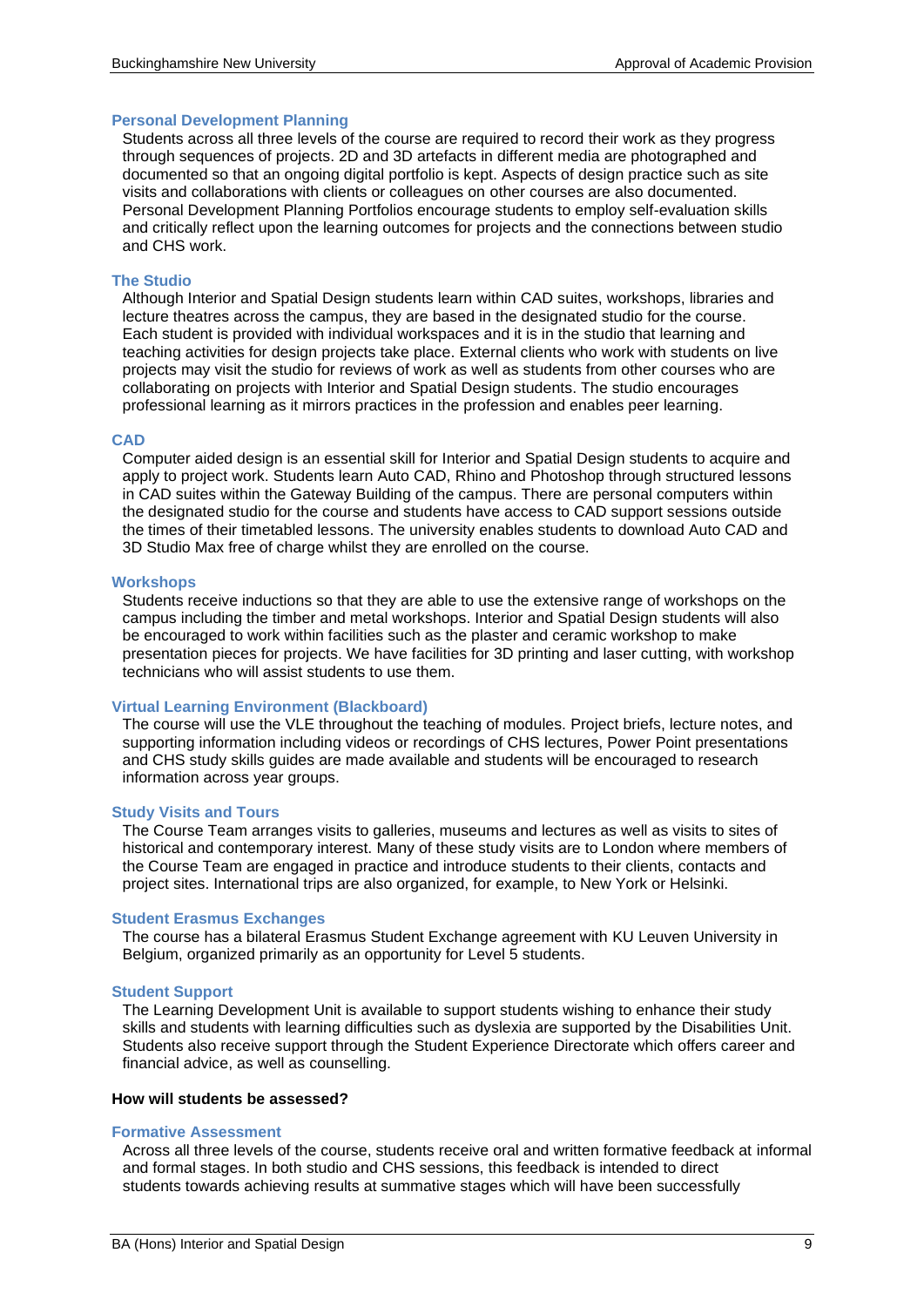### Personal Development Planning

Students across all three levels of the course are required to record their work as they progress through sequences of projects. 2D and 3D artefacts in different media are photographed and documented so that an ongoing digital portfolio is kept. Aspects of design practice such as site visits and collaborations with clients or colleagues on other courses are also documented. Personal Development Planning Portfolios encourage students to employ self-evaluation skills and critically reflect upon the learning outcomes for projects and the connections between studio and CHS work.

### The Studio

Although Interior and Spatial Design students learn within CAD suites, workshops, libraries and lecture theatres across the campus, they are based in the designated studio for the course. Each student is provided with individual workspaces and it is in the studio that learning and teaching activities for design projects take place. External clients who work with students on live projects may visit the studio for reviews of work as well as students from other courses who are collaborating on projects with Interior and Spatial Design students. The studio encourages professional learning as it mirrors practices in the profession and enables peer learning.

### CAD

Computer aided design is an essential skill for Interior and Spatial Design students to acquire and apply to project work. Students learn Auto CAD, Rhino and Photoshop through structured lessons in CAD suites within the Gateway Building of the campus. There are personal computers within the designated studio for the course and students have access to CAD support sessions outside the times of their timetabled lessons. The university enables students to download Auto CAD and 3D Studio Max free of charge whilst they are enrolled on the course.

### Workshops

Students receive inductions so that they are able to use the extensive range of workshops on the campus including the timber and metal workshops. Interior and Spatial Design students will also be encouraged to work within facilities such as the plaster and ceramic workshop to make presentation pieces for projects. We have facilities for 3D printing and laser cutting, with workshop technicians who will assist students to use them.

### Virtual Learning Environment (Blackboard)

The course will use the VLE throughout the teaching of modules. Project briefs, lecture notes, and supporting information including videos or recordings of CHS lectures, Power Point presentations and CHS study skills guides are made available and students will be encouraged to research information across year groups.

### Study Visits and Tours

The Course Team arranges visits to galleries, museums and lectures as well as visits to sites of historical and contemporary interest. Many of these study visits are to London where members of the Course Team are engaged in practice and introduce students to their clients, contacts and project sites. International trips are also organized, for example, to New York or Helsinki.

### Student Erasmus Exchanges

The course has a bilateral Erasmus Student Exchange agreement with KU Leuven University in Belgium, organized primarily as an opportunity for Level 5 students.

### Student Support

The Learning Development Unit is available to support students wishing to enhance their study skills and students with learning difficulties such as dyslexia are supported by the Disabilities Unit. Students also receive support through the Student Experience Directorate which offers career and financial advice, as well as counselling.

**How will students be assessed?**

### Formative Assessment

Across all three levels of the course, students receive oral and written formative feedback at informal and formal stages. In both studio and CHS sessions, this feedback is intended to direct students towards achieving results at summative stages which will have been successfully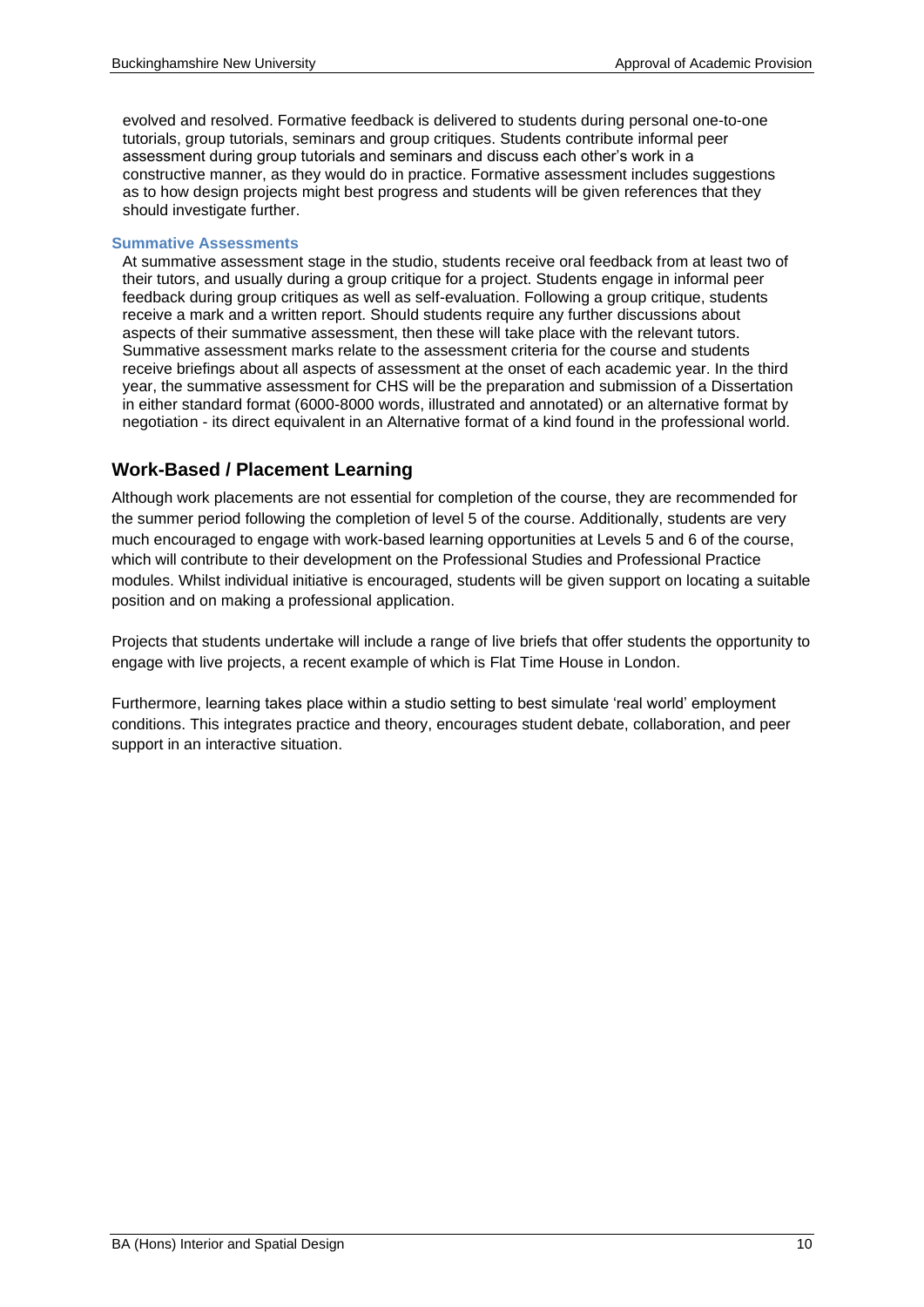evolved and resolved. Formative feedback is delivered to students during personal one-to-one tutorials, group tutorials, seminars and group critiques. Students contribute informal peer assessment during group tutorials and seminars and discuss each other's work in a constructive manner, as they would do in practice. Formative assessment includes suggestions as to how design projects might best progress and students will be given references that they should investigate further.

### Summative Assessments

At summative assessment stage in the studio, students receive oral feedback from at least two of their tutors, and usually during a group critique for a project. Students engage in informal peer feedback during group critiques as well as self-evaluation. Following a group critique, students receive a mark and a written report. Should students require any further discussions about aspects of their summative assessment, then these will take place with the relevant tutors. Summative assessment marks relate to the assessment criteria for the course and students receive briefings about all aspects of assessment at the onset of each academic year. In the third year, the summative assessment for CHS will be the preparation and submission of a Dissertation in either standard format (6000-8000 words, illustrated and annotated) or an alternative format by negotiation - its direct equivalent in an Alternative format of a kind found in the professional world.

## Work-Based / Placement Learning

Although work placements are not essential for completion of the course, they are recommended for the summer period following the completion of level 5 of the course. Additionally, students are very much encouraged to engage with work-based learning opportunities at Levels 5 and 6 of the course, which will contribute to their development on the Professional Studies and Professional Practice modules. Whilst individual initiative is encouraged, students will be given support on locating a suitable position and on making a professional application.

Projects that students undertake will include a range of live briefs that offer students the opportunity to engage with live projects, a recent example of which is Flat Time House in London.

Furthermore, learning takes place within a studio setting to best simulate 'real world' employment conditions. This integrates practice and theory, encourages student debate, collaboration, and peer support in an interactive situation.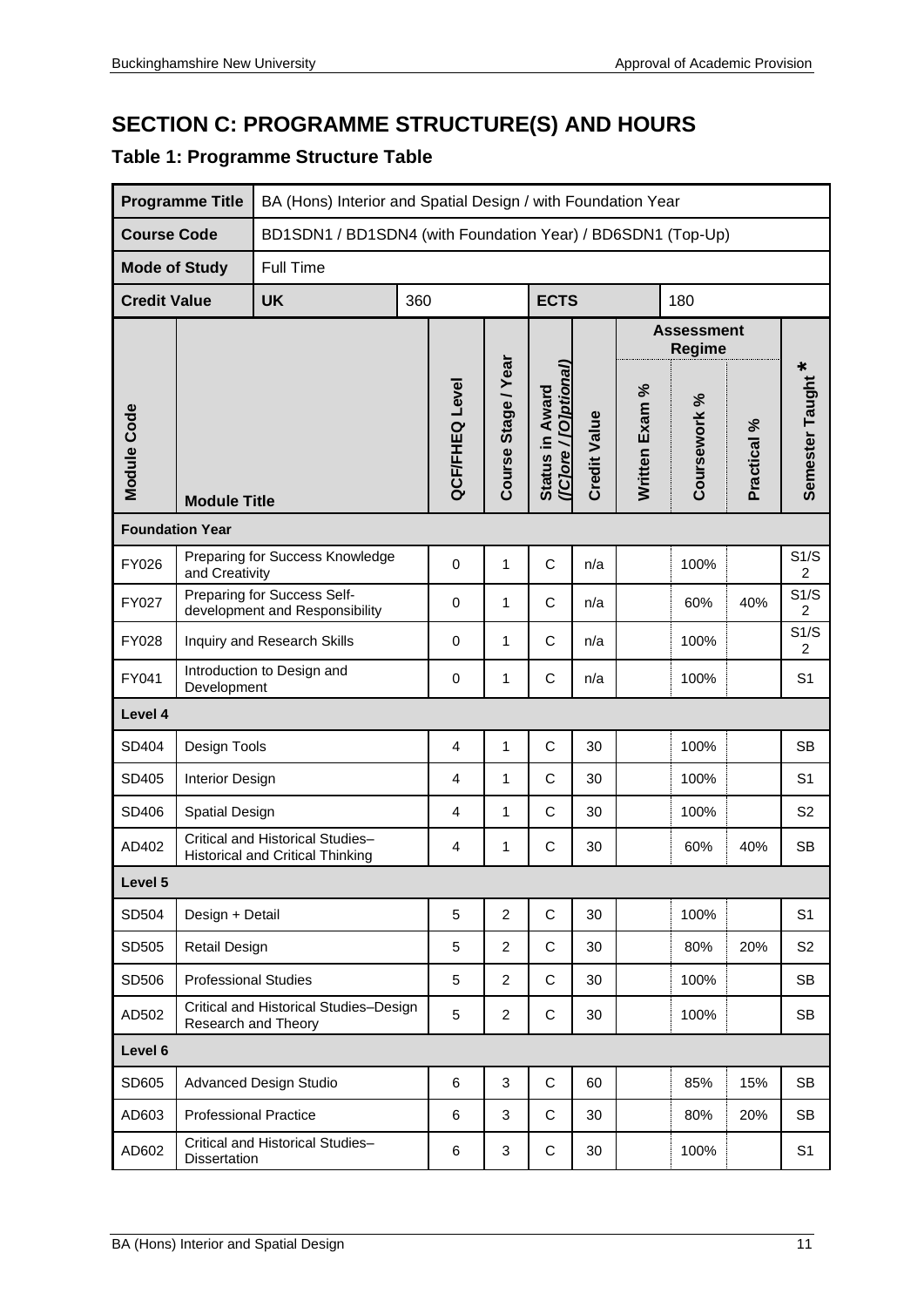# SECTION C: PROGRAMME STRUCTURE(S) AND HOURS

## Table 1: Programme Structure Table

| Programme Title | BA (Hons) Interior and Spatial Design / with Foundation Year | | | | | | | | | |
|---|---|---|---|---|---|---|---|---|---|---|
| **Course Code** | BD1SDN1 / BD1SDN4 (with Foundation Year) / BD6SDN1 (Top-Up) | | | | | | | | | |
| **Mode of Study** | Full Time | | | | | | | | | |
| **Credit Value** | **UK** | 360 | | | **ECTS** | | 180 | | | |
| | | | | | | | **Assessment Regime** | | | |
| **Module Code** | **Module Title** | **QCF/FHEQ Level** | **Course Stage / Year** | **Status in Award ([C]ore / [O]ptional)** | **Credit Value** | **Written Exam %** | **Coursework %** | **Practical %** | **Semester Taught *** | |
| **Foundation Year** | | | | | | | | | | |
| FY026 | Preparing for Success Knowledge and Creativity | 0 | 1 | C | n/a | | 100% | | S1/S2 | |
| FY027 | Preparing for Success Self-development and Responsibility | 0 | 1 | C | n/a | | 60% | 40% | S1/S2 | |
| FY028 | Inquiry and Research Skills | 0 | 1 | C | n/a | | 100% | | S1/S2 | |
| FY041 | Introduction to Design and Development | 0 | 1 | C | n/a | | 100% | | S1 | |
| **Level 4** | | | | | | | | | | |
| SD404 | Design Tools | 4 | 1 | C | 30 | | 100% | | SB | |
| SD405 | Interior Design | 4 | 1 | C | 30 | | 100% | | S1 | |
| SD406 | Spatial Design | 4 | 1 | C | 30 | | 100% | | S2 | |
| AD402 | Critical and Historical Studies– Historical and Critical Thinking | 4 | 1 | C | 30 | | 60% | 40% | SB | |
| **Level 5** | | | | | | | | | | |
| SD504 | Design + Detail | 5 | 2 | C | 30 | | 100% | | S1 | |
| SD505 | Retail Design | 5 | 2 | C | 30 | | 80% | 20% | S2 | |
| SD506 | Professional Studies | 5 | 2 | C | 30 | | 100% | | SB | |
| AD502 | Critical and Historical Studies–Design Research and Theory | 5 | 2 | C | 30 | | 100% | | SB | |
| **Level 6** | | | | | | | | | | |
| SD605 | Advanced Design Studio | 6 | 3 | C | 60 | | 85% | 15% | SB | |
| AD603 | Professional Practice | 6 | 3 | C | 30 | | 80% | 20% | SB | |
| AD602 | Critical and Historical Studies– Dissertation | 6 | 3 | C | 30 | | 100% | | S1 | |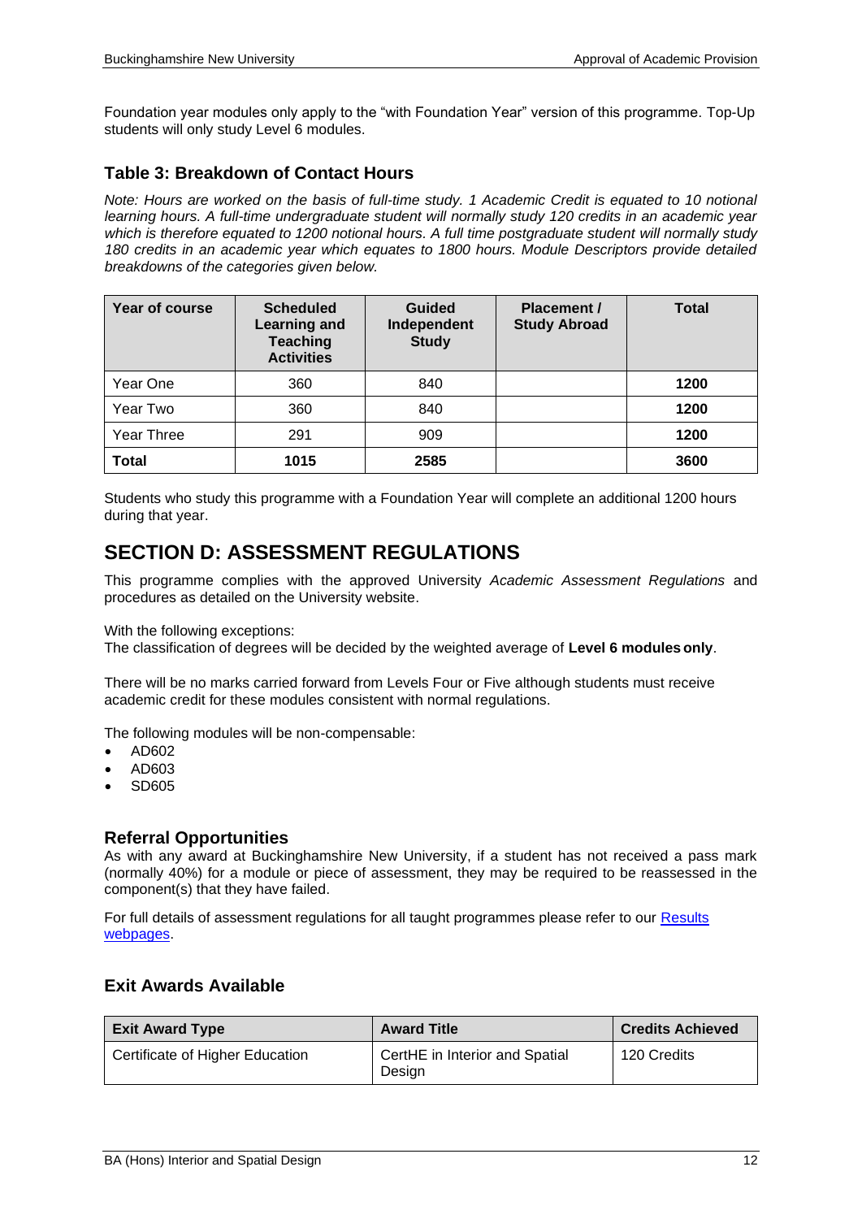Foundation year modules only apply to the "with Foundation Year" version of this programme. Top-Up students will only study Level 6 modules.

### Table 3: Breakdown of Contact Hours

*Note: Hours are worked on the basis of full-time study. 1 Academic Credit is equated to 10 notional learning hours. A full-time undergraduate student will normally study 120 credits in an academic year which is therefore equated to 1200 notional hours. A full time postgraduate student will normally study 180 credits in an academic year which equates to 1800 hours. Module Descriptors provide detailed breakdowns of the categories given below.*

| Year of course | Scheduled Learning and Teaching Activities | Guided Independent Study | Placement / Study Abroad | Total |
|---|---|---|---|---|
| Year One | 360 | 840 | | **1200** |
| Year Two | 360 | 840 | | **1200** |
| Year Three | 291 | 909 | | **1200** |
| **Total** | **1015** | **2585** | | **3600** |

Students who study this programme with a Foundation Year will complete an additional 1200 hours during that year.

## SECTION D: ASSESSMENT REGULATIONS

This programme complies with the approved University *Academic Assessment Regulations* and procedures as detailed on the University website.

With the following exceptions:
The classification of degrees will be decided by the weighted average of **Level 6 modules only**.

There will be no marks carried forward from Levels Four or Five although students must receive academic credit for these modules consistent with normal regulations.

The following modules will be non-compensable:

- AD602
- AD603
- SD605

### Referral Opportunities

As with any award at Buckinghamshire New University, if a student has not received a pass mark (normally 40%) for a module or piece of assessment, they may be required to be reassessed in the component(s) that they have failed.

For full details of assessment regulations for all taught programmes please refer to our Results webpages.

### Exit Awards Available

| Exit Award Type | Award Title | Credits Achieved |
|---|---|---|
| Certificate of Higher Education | CertHE in Interior and Spatial Design | 120 Credits |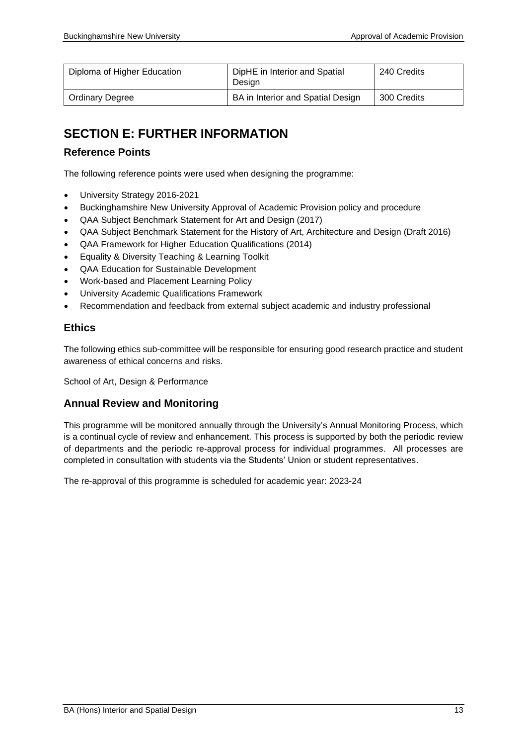| Diploma of Higher Education | DipHE in Interior and Spatial Design | 240 Credits |
| --- | --- | --- |
| Ordinary Degree | BA in Interior and Spatial Design | 300 Credits |

# SECTION E: FURTHER INFORMATION

## Reference Points

The following reference points were used when designing the programme:

- University Strategy 2016-2021
- Buckinghamshire New University Approval of Academic Provision policy and procedure
- QAA Subject Benchmark Statement for Art and Design (2017)
- QAA Subject Benchmark Statement for the History of Art, Architecture and Design (Draft 2016)
- QAA Framework for Higher Education Qualifications (2014)
- Equality & Diversity Teaching & Learning Toolkit
- QAA Education for Sustainable Development
- Work-based and Placement Learning Policy
- University Academic Qualifications Framework
- Recommendation and feedback from external subject academic and industry professional

## Ethics

The following ethics sub-committee will be responsible for ensuring good research practice and student awareness of ethical concerns and risks.

School of Art, Design & Performance

## Annual Review and Monitoring

This programme will be monitored annually through the University's Annual Monitoring Process, which is a continual cycle of review and enhancement. This process is supported by both the periodic review of departments and the periodic re-approval process for individual programmes. All processes are completed in consultation with students via the Students' Union or student representatives.

The re-approval of this programme is scheduled for academic year: 2023-24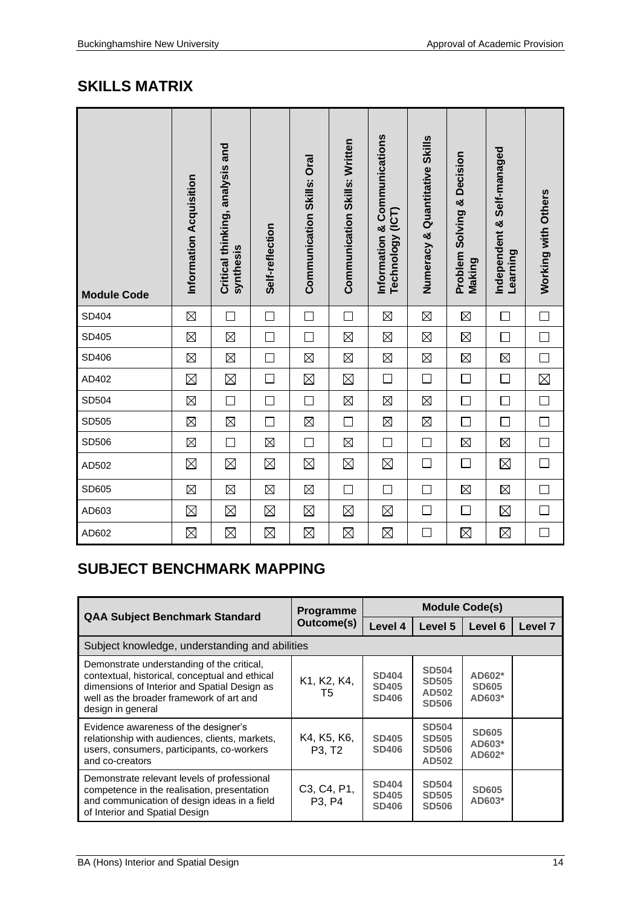## SKILLS MATRIX

| Module Code | Information Acquisition | Critical thinking, analysis and synthesis | Self-reflection | Communication Skills: Oral | Communication Skills: Written | Information & Communications Technology (ICT) | Numeracy & Quantitative Skills | Problem Solving & Decision Making | Independent & Self-managed Learning | Working with Others |
|---|---|---|---|---|---|---|---|---|---|---|
| SD404 | ☒ | ☐ | ☐ | ☐ | ☐ | ☒ | ☒ | ☒ | ☐ | ☐ |
| SD405 | ☒ | ☒ | ☐ | ☐ | ☒ | ☒ | ☒ | ☒ | ☐ | ☐ |
| SD406 | ☒ | ☒ | ☐ | ☒ | ☒ | ☒ | ☒ | ☒ | ☒ | ☐ |
| AD402 | ☒ | ☒ | ☐ | ☒ | ☒ | ☐ | ☐ | ☐ | ☐ | ☒ |
| SD504 | ☒ | ☐ | ☐ | ☐ | ☒ | ☒ | ☒ | ☐ | ☐ | ☐ |
| SD505 | ☒ | ☒ | ☐ | ☒ | ☐ | ☒ | ☒ | ☐ | ☐ | ☐ |
| SD506 | ☒ | ☐ | ☒ | ☐ | ☒ | ☐ | ☐ | ☒ | ☒ | ☐ |
| AD502 | ☒ | ☒ | ☒ | ☒ | ☒ | ☒ | ☐ | ☐ | ☒ | ☐ |
| SD605 | ☒ | ☒ | ☒ | ☒ | ☐ | ☐ | ☐ | ☒ | ☒ | ☐ |
| AD603 | ☒ | ☒ | ☒ | ☒ | ☒ | ☒ | ☐ | ☐ | ☒ | ☐ |
| AD602 | ☒ | ☒ | ☒ | ☒ | ☒ | ☒ | ☐ | ☒ | ☒ | ☐ |

## SUBJECT BENCHMARK MAPPING

| QAA Subject Benchmark Standard | Programme Outcome(s) | Module Code(s) | | | |
|---|---|---|---|---|---|
| | | Level 4 | Level 5 | Level 6 | Level 7 |
| Subject knowledge, understanding and abilities | | | | | |
| Demonstrate understanding of the critical, contextual, historical, conceptual and ethical dimensions of Interior and Spatial Design as well as the broader framework of art and design in general | K1, K2, K4, T5 | SD404 SD405 SD406 | SD504 SD505 AD502 SD506 | AD602* SD605 AD603* | |
| Evidence awareness of the designer's relationship with audiences, clients, markets, users, consumers, participants, co-workers and co-creators | K4, K5, K6, P3, T2 | SD405 SD406 | SD504 SD505 SD506 AD502 | SD605 AD603* AD602* | |
| Demonstrate relevant levels of professional competence in the realisation, presentation and communication of design ideas in a field of Interior and Spatial Design | C3, C4, P1, P3, P4 | SD404 SD405 SD406 | SD504 SD505 SD506 | SD605 AD603* | |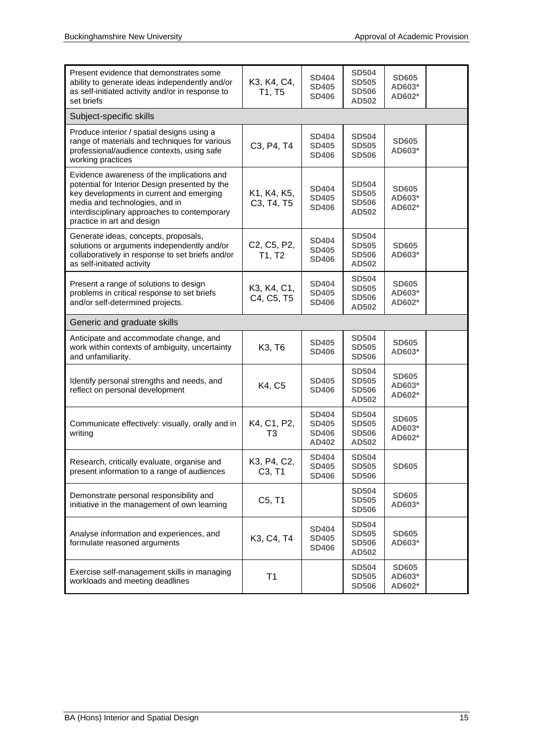| | | | | | |
|---|---|---|---|---|---|
| Present evidence that demonstrates some ability to generate ideas independently and/or as self-initiated activity and/or in response to set briefs | K3, K4, C4, T1, T5 | **SD404 SD405 SD406** | **SD504 SD505 SD506 AD502** | **SD605 AD603* AD602*** | |
| Subject-specific skills | | | | | |
| Produce interior / spatial designs using a range of materials and techniques for various professional/audience contexts, using safe working practices | C3, P4, T4 | **SD404 SD405 SD406** | **SD504 SD505 SD506** | **SD605 AD603*** | |
| Evidence awareness of the implications and potential for Interior Design presented by the key developments in current and emerging media and technologies, and in interdisciplinary approaches to contemporary practice in art and design | K1, K4, K5, C3, T4, T5 | **SD404 SD405 SD406** | **SD504 SD505 SD506 AD502** | **SD605 AD603* AD602*** | |
| Generate ideas, concepts, proposals, solutions or arguments independently and/or collaboratively in response to set briefs and/or as self-initiated activity | C2, C5, P2, T1, T2 | **SD404 SD405 SD406** | **SD504 SD505 SD506 AD502** | **SD605 AD603*** | |
| Present a range of solutions to design problems in critical response to set briefs and/or self-determined projects. | K3, K4, C1, C4, C5, T5 | **SD404 SD405 SD406** | **SD504 SD505 SD506 AD502** | **SD605 AD603* AD602*** | |
| Generic and graduate skills | | | | | |
| Anticipate and accommodate change, and work within contexts of ambiguity, uncertainty and unfamiliarity. | K3, T6 | **SD405 SD406** | **SD504 SD505 SD506** | **SD605 AD603*** | |
| Identify personal strengths and needs, and reflect on personal development | K4, C5 | **SD405 SD406** | **SD504 SD505 SD506 AD502** | **SD605 AD603* AD602*** | |
| Communicate effectively: visually, orally and in writing | K4, C1, P2, T3 | **SD404 SD405 SD406 AD402** | **SD504 SD505 SD506 AD502** | **SD605 AD603* AD602*** | |
| Research, critically evaluate, organise and present information to a range of audiences | K3, P4, C2, C3, T1 | **SD404 SD405 SD406** | **SD504 SD505 SD506** | **SD605** | |
| Demonstrate personal responsibility and initiative in the management of own learning | C5, T1 | | **SD504 SD505 SD506** | **SD605 AD603*** | |
| Analyse information and experiences, and formulate reasoned arguments | K3, C4, T4 | **SD404 SD405 SD406** | **SD504 SD505 SD506 AD502** | **SD605 AD603*** | |
| Exercise self-management skills in managing workloads and meeting deadlines | T1 | | **SD504 SD505 SD506** | **SD605 AD603* AD602*** | |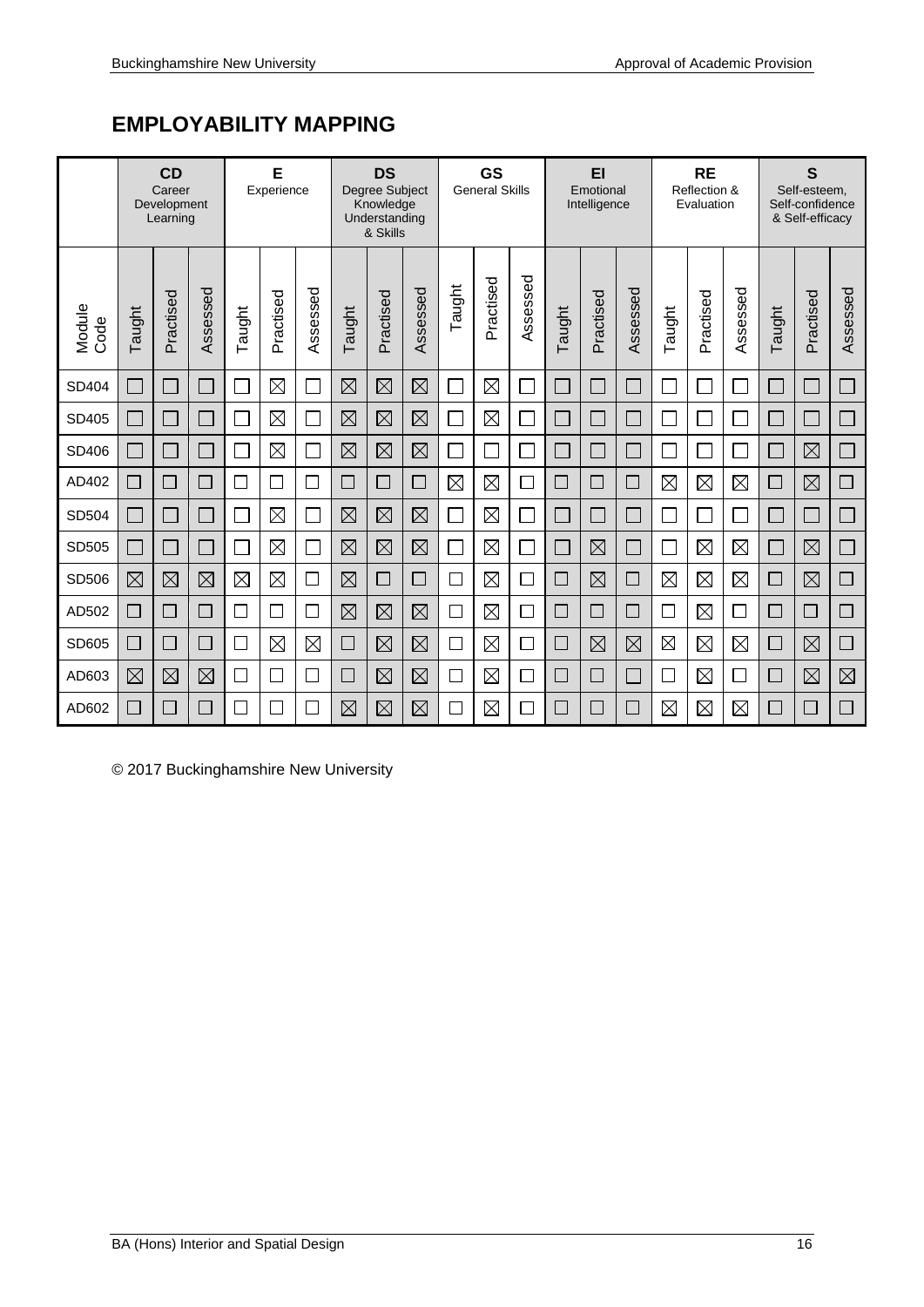## EMPLOYABILITY MAPPING

| | CD Career Development Learning | | | E Experience | | | DS Degree Subject Knowledge Understanding & Skills | | | GS General Skills | | | EI Emotional Intelligence | | | RE Reflection & Evaluation | | | S Self-esteem, Self-confidence & Self-efficacy | | |
|---|---|---|---|---|---|---|---|---|---|---|---|---|---|---|---|---|---|---|---|---|---|
| Module Code | Taught | Practised | Assessed | Taught | Practised | Assessed | Taught | Practised | Assessed | Taught | Practised | Assessed | Taught | Practised | Assessed | Taught | Practised | Assessed | Taught | Practised | Assessed |
| SD404 | ☐ | ☐ | ☐ | ☐ | ☒ | ☐ | ☒ | ☒ | ☒ | ☐ | ☒ | ☐ | ☐ | ☐ | ☐ | ☐ | ☐ | ☐ | ☐ | ☐ | ☐ |
| SD405 | ☐ | ☐ | ☐ | ☐ | ☒ | ☐ | ☒ | ☒ | ☒ | ☐ | ☒ | ☐ | ☐ | ☐ | ☐ | ☐ | ☐ | ☐ | ☐ | ☐ | ☐ |
| SD406 | ☐ | ☐ | ☐ | ☐ | ☒ | ☐ | ☒ | ☒ | ☒ | ☐ | ☐ | ☐ | ☐ | ☐ | ☐ | ☐ | ☐ | ☐ | ☐ | ☒ | ☐ |
| AD402 | ☐ | ☐ | ☐ | ☐ | ☐ | ☐ | ☐ | ☐ | ☐ | ☒ | ☒ | ☐ | ☐ | ☐ | ☐ | ☒ | ☒ | ☒ | ☐ | ☒ | ☐ |
| SD504 | ☐ | ☐ | ☐ | ☐ | ☒ | ☐ | ☒ | ☒ | ☒ | ☐ | ☒ | ☐ | ☐ | ☐ | ☐ | ☐ | ☐ | ☐ | ☐ | ☐ | ☐ |
| SD505 | ☐ | ☐ | ☐ | ☐ | ☒ | ☐ | ☒ | ☒ | ☒ | ☐ | ☒ | ☐ | ☐ | ☒ | ☐ | ☐ | ☒ | ☒ | ☐ | ☒ | ☐ |
| SD506 | ☒ | ☒ | ☒ | ☒ | ☒ | ☐ | ☒ | ☐ | ☐ | ☐ | ☒ | ☐ | ☐ | ☒ | ☐ | ☒ | ☒ | ☒ | ☐ | ☒ | ☐ |
| AD502 | ☐ | ☐ | ☐ | ☐ | ☐ | ☐ | ☒ | ☒ | ☒ | ☐ | ☒ | ☐ | ☐ | ☐ | ☐ | ☐ | ☒ | ☐ | ☐ | ☐ | ☐ |
| SD605 | ☐ | ☐ | ☐ | ☐ | ☒ | ☒ | ☐ | ☒ | ☒ | ☐ | ☒ | ☐ | ☐ | ☒ | ☒ | ☒ | ☒ | ☒ | ☐ | ☒ | ☐ |
| AD603 | ☒ | ☒ | ☒ | ☐ | ☐ | ☐ | ☐ | ☒ | ☒ | ☐ | ☒ | ☐ | ☐ | ☐ | ☐ | ☐ | ☒ | ☐ | ☐ | ☒ | ☒ |
| AD602 | ☐ | ☐ | ☐ | ☐ | ☐ | ☐ | ☒ | ☒ | ☒ | ☐ | ☒ | ☐ | ☐ | ☐ | ☐ | ☒ | ☒ | ☒ | ☐ | ☐ | ☐ |

© 2017 Buckinghamshire New University